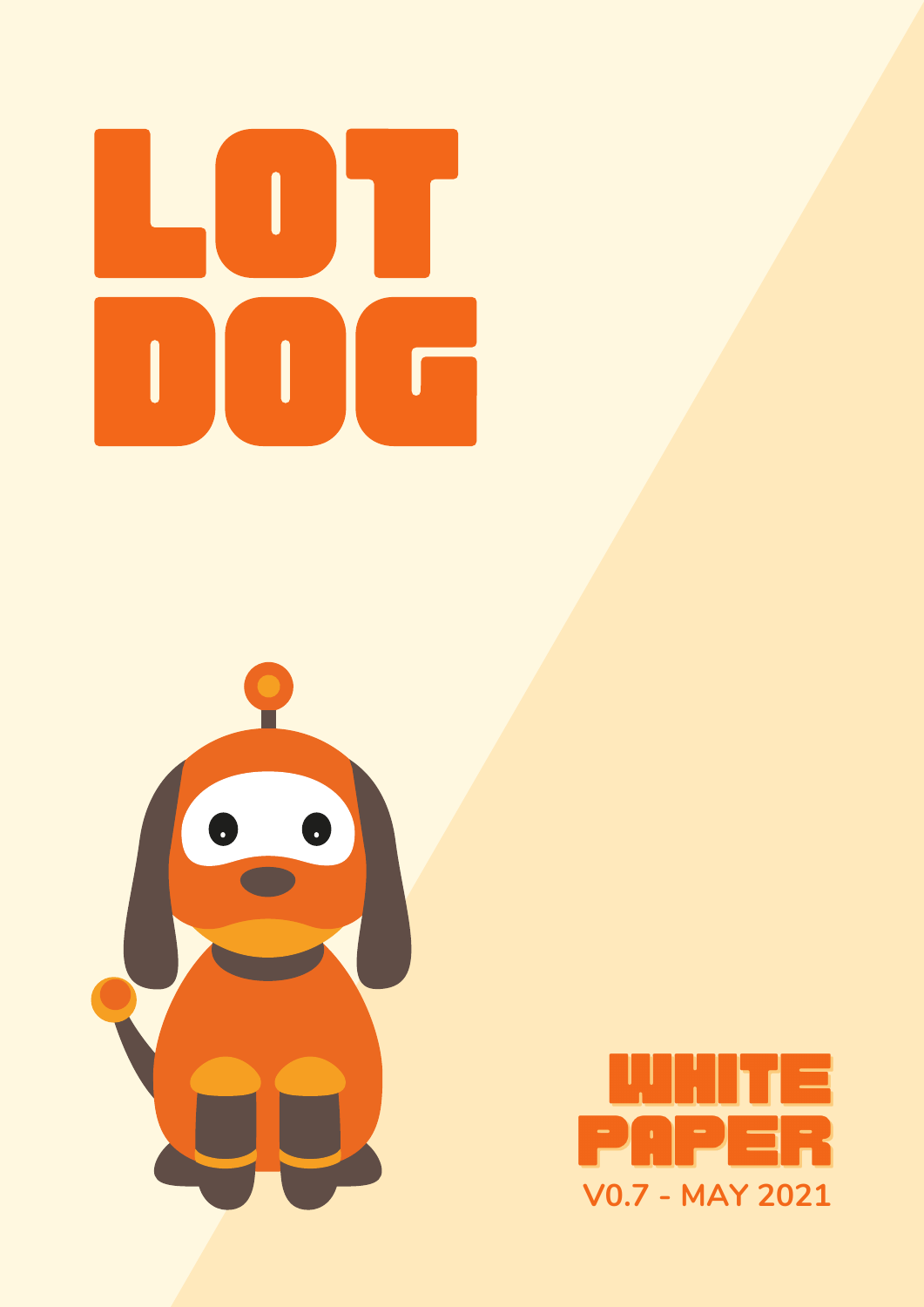# LOT DOG

## WHITE PAPER

V0.7 - MAY 2021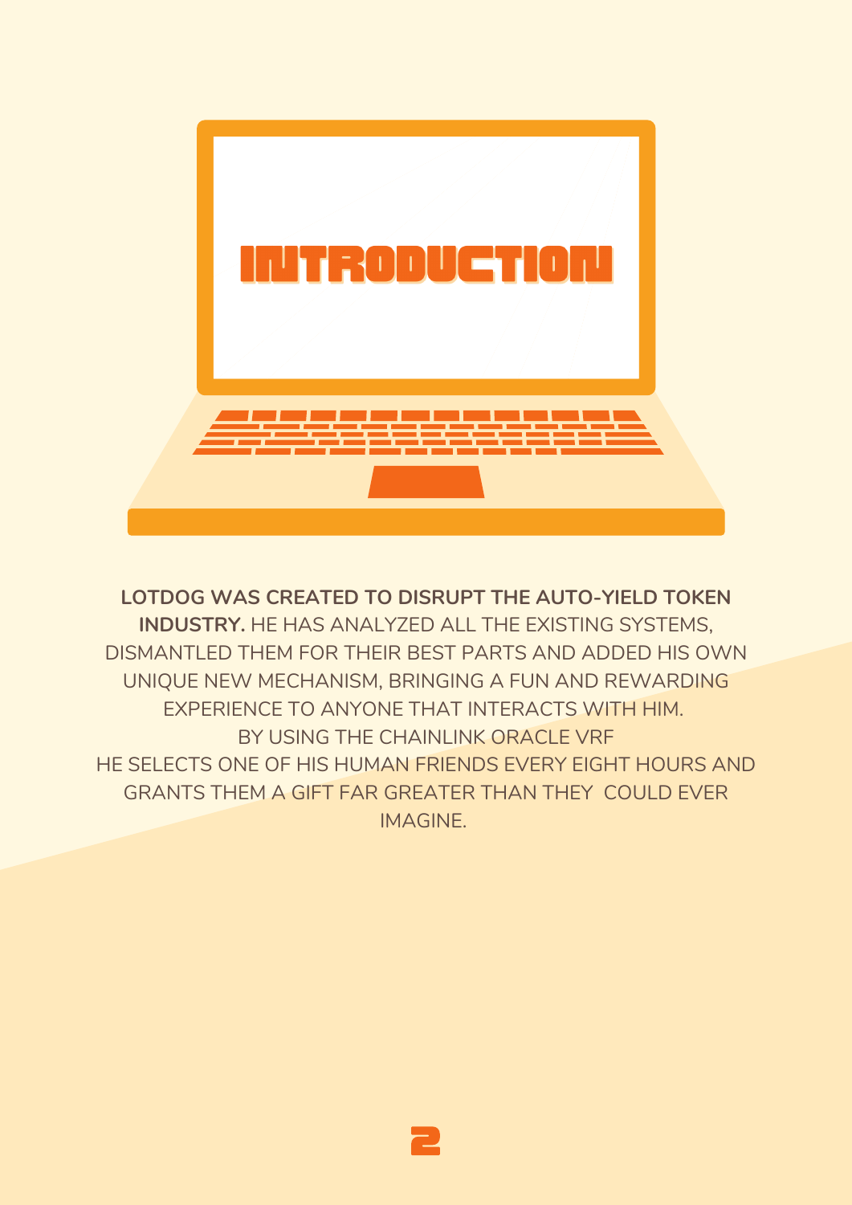# INTRODUCTION

**LOTDOG WAS CREATED TO DISRUPT THE AUTO-YIELD TOKEN INDUSTRY.** HE HAS ANALYZED ALL THE EXISTING SYSTEMS, DISMANTLED THEM FOR THEIR BEST PARTS AND ADDED HIS OWN UNIQUE NEW MECHANISM, BRINGING A FUN AND REWARDING EXPERIENCE TO ANYONE THAT INTERACTS WITH HIM.
BY USING THE CHAINLINK ORACLE VRF
HE SELECTS ONE OF HIS HUMAN FRIENDS EVERY EIGHT HOURS AND GRANTS THEM A GIFT FAR GREATER THAN THEY COULD EVER IMAGINE.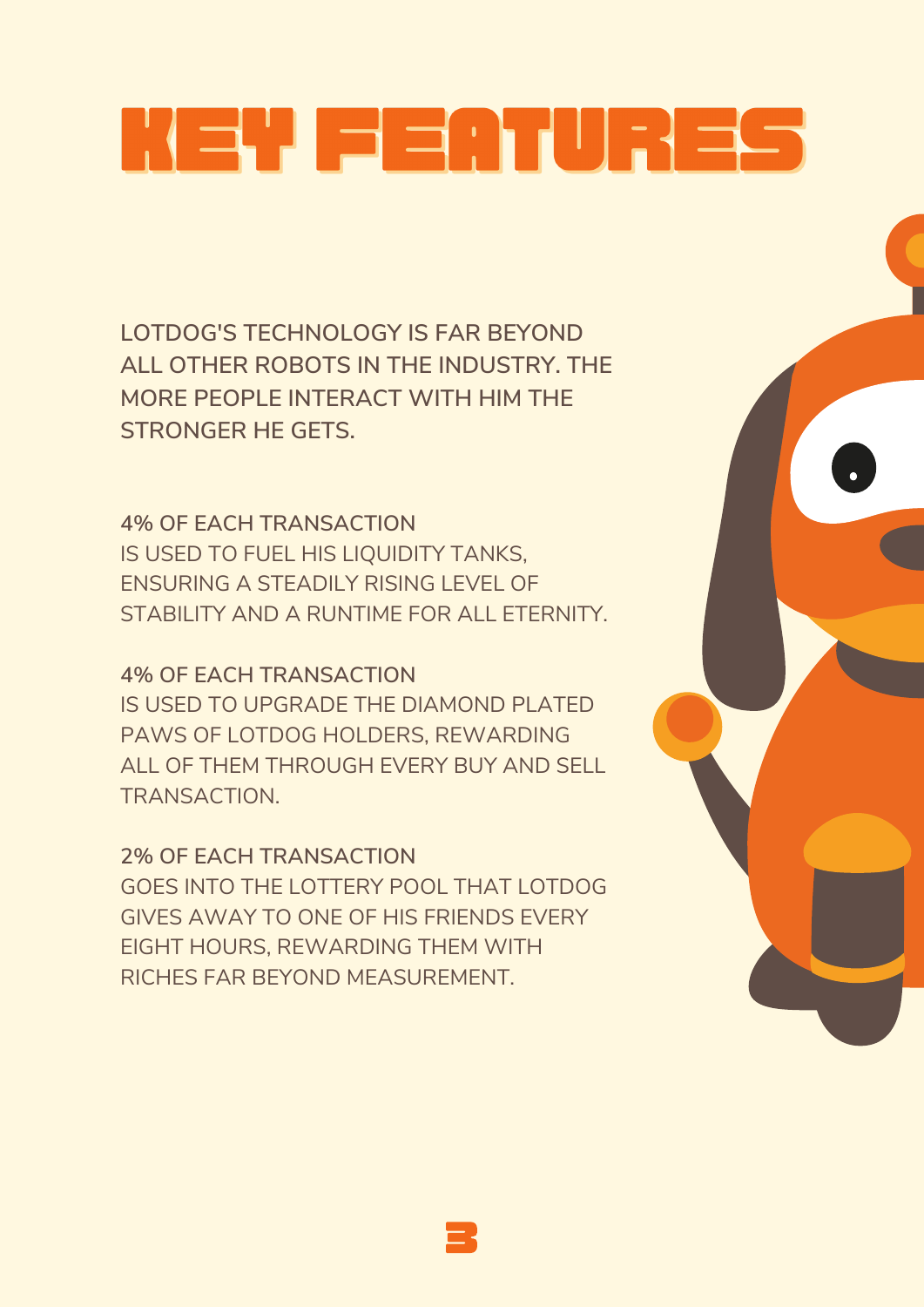# KEY FEATURES

LOTDOG'S TECHNOLOGY IS FAR BEYOND ALL OTHER ROBOTS IN THE INDUSTRY. THE MORE PEOPLE INTERACT WITH HIM THE STRONGER HE GETS.

4% OF EACH TRANSACTION
IS USED TO FUEL HIS LIQUIDITY TANKS, ENSURING A STEADILY RISING LEVEL OF STABILITY AND A RUNTIME FOR ALL ETERNITY.

4% OF EACH TRANSACTION
IS USED TO UPGRADE THE DIAMOND PLATED PAWS OF LOTDOG HOLDERS, REWARDING ALL OF THEM THROUGH EVERY BUY AND SELL TRANSACTION.

2% OF EACH TRANSACTION
GOES INTO THE LOTTERY POOL THAT LOTDOG GIVES AWAY TO ONE OF HIS FRIENDS EVERY EIGHT HOURS, REWARDING THEM WITH RICHES FAR BEYOND MEASUREMENT.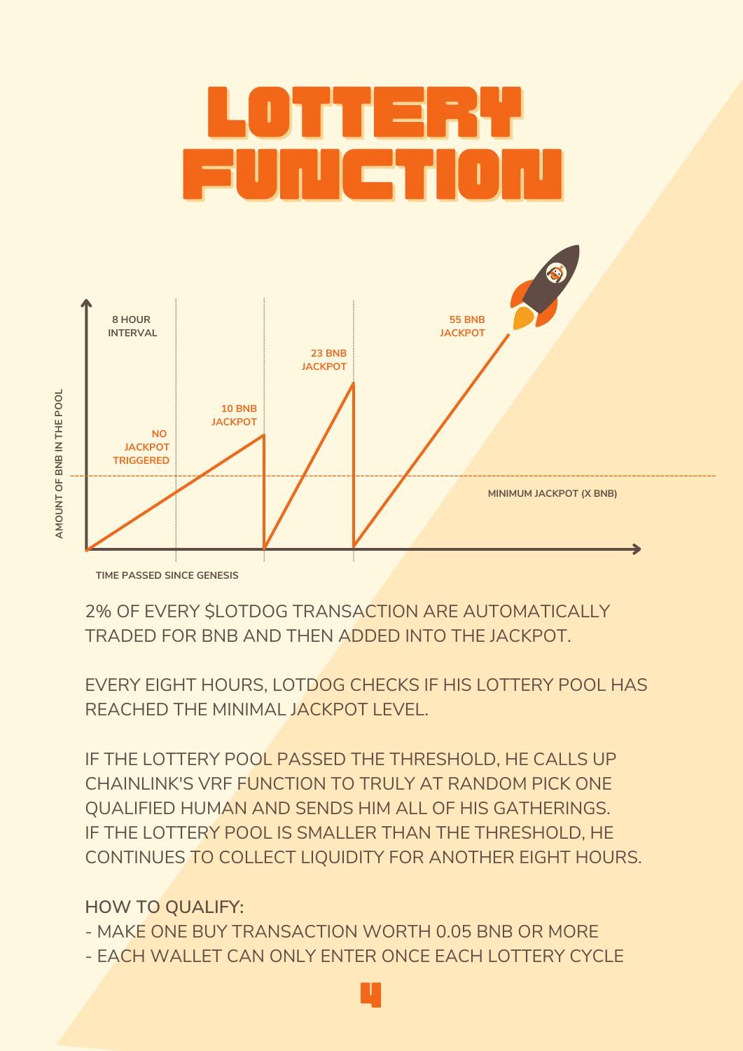# LOTTERY FUNCTION

2% OF EVERY $LOTDOG TRANSACTION ARE AUTOMATICALLY TRADED FOR BNB AND THEN ADDED INTO THE JACKPOT.

EVERY EIGHT HOURS, LOTDOG CHECKS IF HIS LOTTERY POOL HAS REACHED THE MINIMAL JACKPOT LEVEL.

IF THE LOTTERY POOL PASSED THE THRESHOLD, HE CALLS UP CHAINLINK'S VRF FUNCTION TO TRULY AT RANDOM PICK ONE QUALIFIED HUMAN AND SENDS HIM ALL OF HIS GATHERINGS.
IF THE LOTTERY POOL IS SMALLER THAN THE THRESHOLD, HE CONTINUES TO COLLECT LIQUIDITY FOR ANOTHER EIGHT HOURS.

HOW TO QUALIFY:

- MAKE ONE BUY TRANSACTION WORTH 0.05 BNB OR MORE
- EACH WALLET CAN ONLY ENTER ONCE EACH LOTTERY CYCLE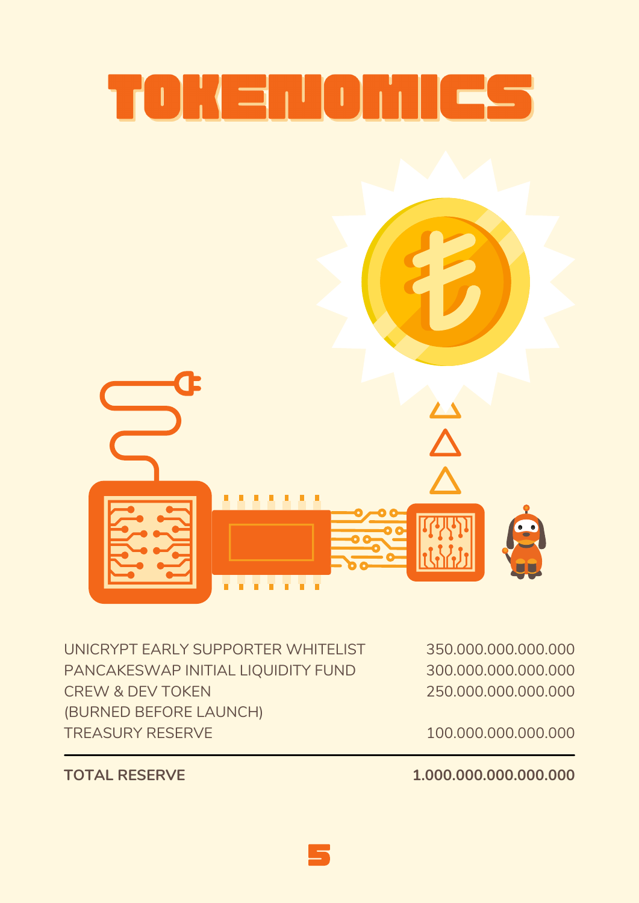# TOKENOMICS

| | |
|---|---|
| UNICRYPT EARLY SUPPORTER WHITELIST | 350.000.000.000.000 |
| PANCAKESWAP INITIAL LIQUIDITY FUND | 300.000.000.000.000 |
| CREW & DEV TOKEN (BURNED BEFORE LAUNCH) | 250.000.000.000.000 |
| TREASURY RESERVE | 100.000.000.000.000 |
| **TOTAL RESERVE** | **1.000.000.000.000.000** |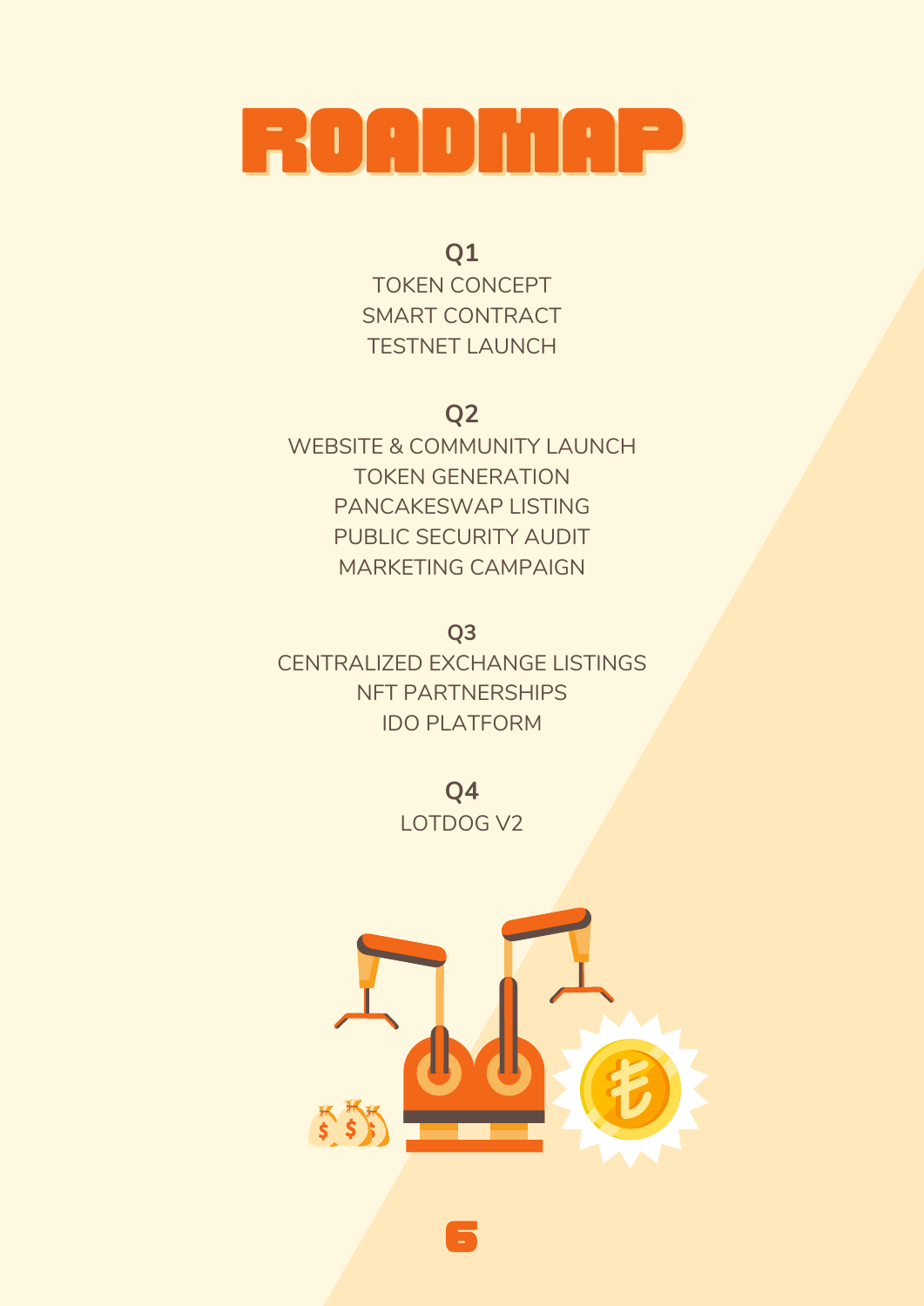# ROADMAP

## Q1

TOKEN CONCEPT
SMART CONTRACT
TESTNET LAUNCH

## Q2

WEBSITE & COMMUNITY LAUNCH
TOKEN GENERATION
PANCAKESWAP LISTING
PUBLIC SECURITY AUDIT
MARKETING CAMPAIGN

## Q3

CENTRALIZED EXCHANGE LISTINGS
NFT PARTNERSHIPS
IDO PLATFORM

## Q4

LOTDOG V2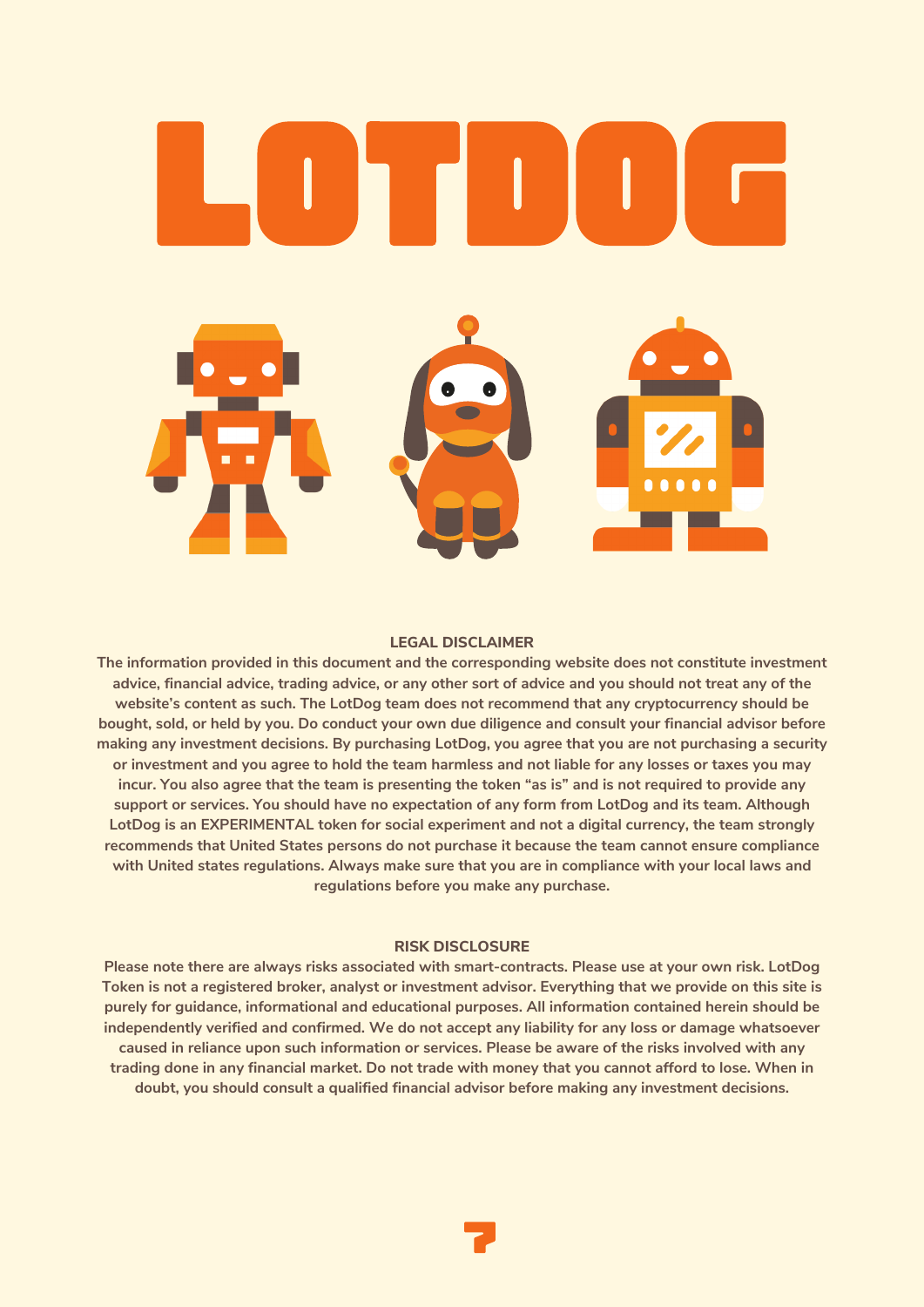# LOTDOG

## LEGAL DISCLAIMER

**The information provided in this document and the corresponding website does not constitute investment advice, financial advice, trading advice, or any other sort of advice and you should not treat any of the website's content as such. The LotDog team does not recommend that any cryptocurrency should be bought, sold, or held by you. Do conduct your own due diligence and consult your financial advisor before making any investment decisions. By purchasing LotDog, you agree that you are not purchasing a security or investment and you agree to hold the team harmless and not liable for any losses or taxes you may incur. You also agree that the team is presenting the token "as is" and is not required to provide any support or services. You should have no expectation of any form from LotDog and its team. Although LotDog is an EXPERIMENTAL token for social experiment and not a digital currency, the team strongly recommends that United States persons do not purchase it because the team cannot ensure compliance with United states regulations. Always make sure that you are in compliance with your local laws and regulations before you make any purchase.**

## RISK DISCLOSURE

**Please note there are always risks associated with smart-contracts. Please use at your own risk. LotDog Token is not a registered broker, analyst or investment advisor. Everything that we provide on this site is purely for guidance, informational and educational purposes. All information contained herein should be independently verified and confirmed. We do not accept any liability for any loss or damage whatsoever caused in reliance upon such information or services. Please be aware of the risks involved with any trading done in any financial market. Do not trade with money that you cannot afford to lose. When in doubt, you should consult a qualified financial advisor before making any investment decisions.**